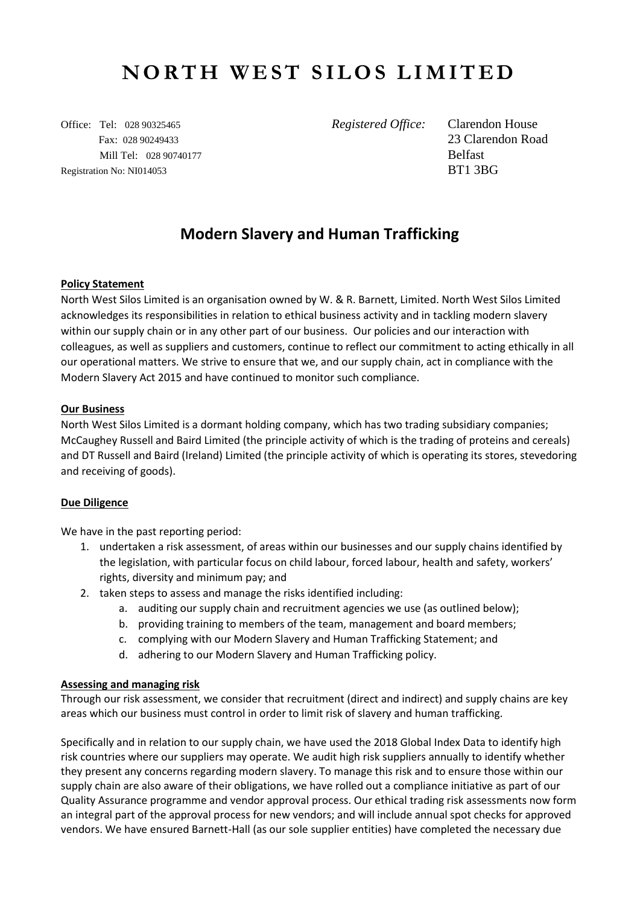# NORTH WEST SILOS LIMITED

Office: Tel: 028 90325465
Fax: 028 90249433
Mill Tel: 028 90740177
Registration No: NI014053

*Registered Office:* Clarendon House
23 Clarendon Road
Belfast
BT1 3BG

## Modern Slavery and Human Trafficking

**Policy Statement**

North West Silos Limited is an organisation owned by W. & R. Barnett, Limited. North West Silos Limited acknowledges its responsibilities in relation to ethical business activity and in tackling modern slavery within our supply chain or in any other part of our business. Our policies and our interaction with colleagues, as well as suppliers and customers, continue to reflect our commitment to acting ethically in all our operational matters. We strive to ensure that we, and our supply chain, act in compliance with the Modern Slavery Act 2015 and have continued to monitor such compliance.

**Our Business**

North West Silos Limited is a dormant holding company, which has two trading subsidiary companies; McCaughey Russell and Baird Limited (the principle activity of which is the trading of proteins and cereals) and DT Russell and Baird (Ireland) Limited (the principle activity of which is operating its stores, stevedoring and receiving of goods).

**Due Diligence**

We have in the past reporting period:

1. undertaken a risk assessment, of areas within our businesses and our supply chains identified by the legislation, with particular focus on child labour, forced labour, health and safety, workers' rights, diversity and minimum pay; and
2. taken steps to assess and manage the risks identified including:
   a. auditing our supply chain and recruitment agencies we use (as outlined below);
   b. providing training to members of the team, management and board members;
   c. complying with our Modern Slavery and Human Trafficking Statement; and
   d. adhering to our Modern Slavery and Human Trafficking policy.

**Assessing and managing risk**

Through our risk assessment, we consider that recruitment (direct and indirect) and supply chains are key areas which our business must control in order to limit risk of slavery and human trafficking.

Specifically and in relation to our supply chain, we have used the 2018 Global Index Data to identify high risk countries where our suppliers may operate. We audit high risk suppliers annually to identify whether they present any concerns regarding modern slavery. To manage this risk and to ensure those within our supply chain are also aware of their obligations, we have rolled out a compliance initiative as part of our Quality Assurance programme and vendor approval process. Our ethical trading risk assessments now form an integral part of the approval process for new vendors; and will include annual spot checks for approved vendors. We have ensured Barnett-Hall (as our sole supplier entities) have completed the necessary due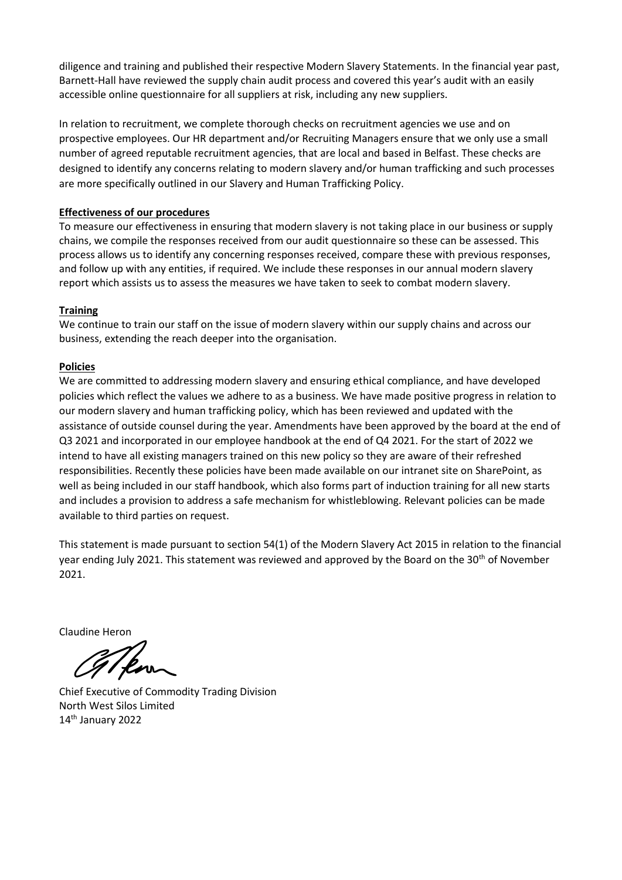diligence and training and published their respective Modern Slavery Statements. In the financial year past, Barnett-Hall have reviewed the supply chain audit process and covered this year's audit with an easily accessible online questionnaire for all suppliers at risk, including any new suppliers.

In relation to recruitment, we complete thorough checks on recruitment agencies we use and on prospective employees. Our HR department and/or Recruiting Managers ensure that we only use a small number of agreed reputable recruitment agencies, that are local and based in Belfast. These checks are designed to identify any concerns relating to modern slavery and/or human trafficking and such processes are more specifically outlined in our Slavery and Human Trafficking Policy.

**Effectiveness of our procedures**

To measure our effectiveness in ensuring that modern slavery is not taking place in our business or supply chains, we compile the responses received from our audit questionnaire so these can be assessed. This process allows us to identify any concerning responses received, compare these with previous responses, and follow up with any entities, if required. We include these responses in our annual modern slavery report which assists us to assess the measures we have taken to seek to combat modern slavery.

**Training**

We continue to train our staff on the issue of modern slavery within our supply chains and across our business, extending the reach deeper into the organisation.

**Policies**

We are committed to addressing modern slavery and ensuring ethical compliance, and have developed policies which reflect the values we adhere to as a business. We have made positive progress in relation to our modern slavery and human trafficking policy, which has been reviewed and updated with the assistance of outside counsel during the year. Amendments have been approved by the board at the end of Q3 2021 and incorporated in our employee handbook at the end of Q4 2021. For the start of 2022 we intend to have all existing managers trained on this new policy so they are aware of their refreshed responsibilities. Recently these policies have been made available on our intranet site on SharePoint, as well as being included in our staff handbook, which also forms part of induction training for all new starts and includes a provision to address a safe mechanism for whistleblowing. Relevant policies can be made available to third parties on request.

This statement is made pursuant to section 54(1) of the Modern Slavery Act 2015 in relation to the financial year ending July 2021. This statement was reviewed and approved by the Board on the 30th of November 2021.

Claudine Heron

Chief Executive of Commodity Trading Division
North West Silos Limited
14th January 2022